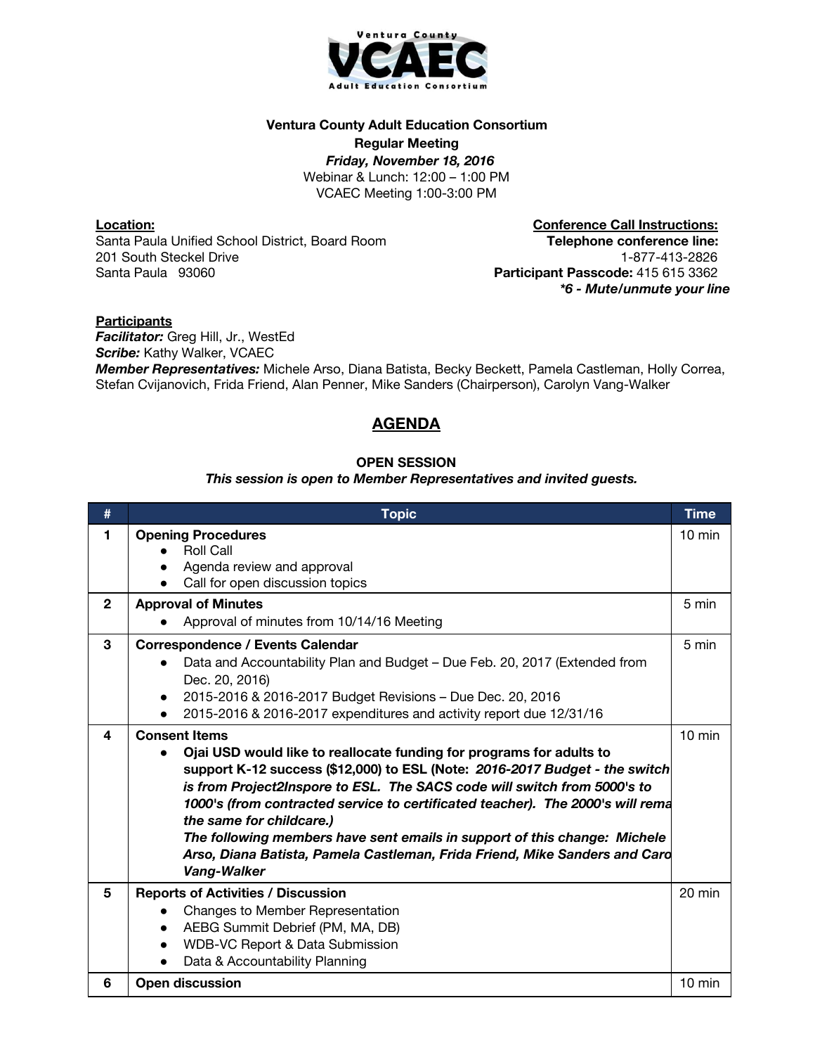**Ventura County Adult Education Consortium**
**Regular Meeting**
***Friday, November 18, 2016***
Webinar & Lunch: 12:00 – 1:00 PM
VCAEC Meeting 1:00-3:00 PM

**Location:**
Santa Paula Unified School District, Board Room
201 South Steckel Drive
Santa Paula 93060

**Conference Call Instructions:**
**Telephone conference line:**
1-877-413-2826
**Participant Passcode:** 415 615 3362
***\*6 - Mute/unmute your line***

**Participants**
***Facilitator:*** Greg Hill, Jr., WestEd
***Scribe:*** Kathy Walker, VCAEC
***Member Representatives:*** Michele Arso, Diana Batista, Becky Beckett, Pamela Castleman, Holly Correa, Stefan Cvijanovich, Frida Friend, Alan Penner, Mike Sanders (Chairperson), Carolyn Vang-Walker

## AGENDA

**OPEN SESSION**
***This session is open to Member Representatives and invited guests.***

| # | Topic | Time |
|---|---|---|
| 1 | **Opening Procedures**<br>● Roll Call<br>● Agenda review and approval<br>● Call for open discussion topics | 10 min |
| 2 | **Approval of Minutes**<br>● Approval of minutes from 10/14/16 Meeting | 5 min |
| 3 | **Correspondence / Events Calendar**<br>● Data and Accountability Plan and Budget – Due Feb. 20, 2017 (Extended from Dec. 20, 2016)<br>● 2015-2016 & 2016-2017 Budget Revisions – Due Dec. 20, 2016<br>● 2015-2016 & 2016-2017 expenditures and activity report due 12/31/16 | 5 min |
| 4 | **Consent Items**<br>● **Ojai USD would like to reallocate funding for programs for adults to support K-12 success ($12,000) to ESL (Note: *2016-2017 Budget - the switch is from Project2Inspore to ESL. The SACS code will switch from 5000's to 1000's (from contracted service to certificated teacher). The 2000's will rema the same for childcare.)*<br>*The following members have sent emails in support of this change: Michele Arso, Diana Batista, Pamela Castleman, Frida Friend, Mike Sanders and Caro Vang-Walker*** | 10 min |
| 5 | **Reports of Activities / Discussion**<br>● Changes to Member Representation<br>● AEBG Summit Debrief (PM, MA, DB)<br>● WDB-VC Report & Data Submission<br>● Data & Accountability Planning | 20 min |
| 6 | **Open discussion** | 10 min |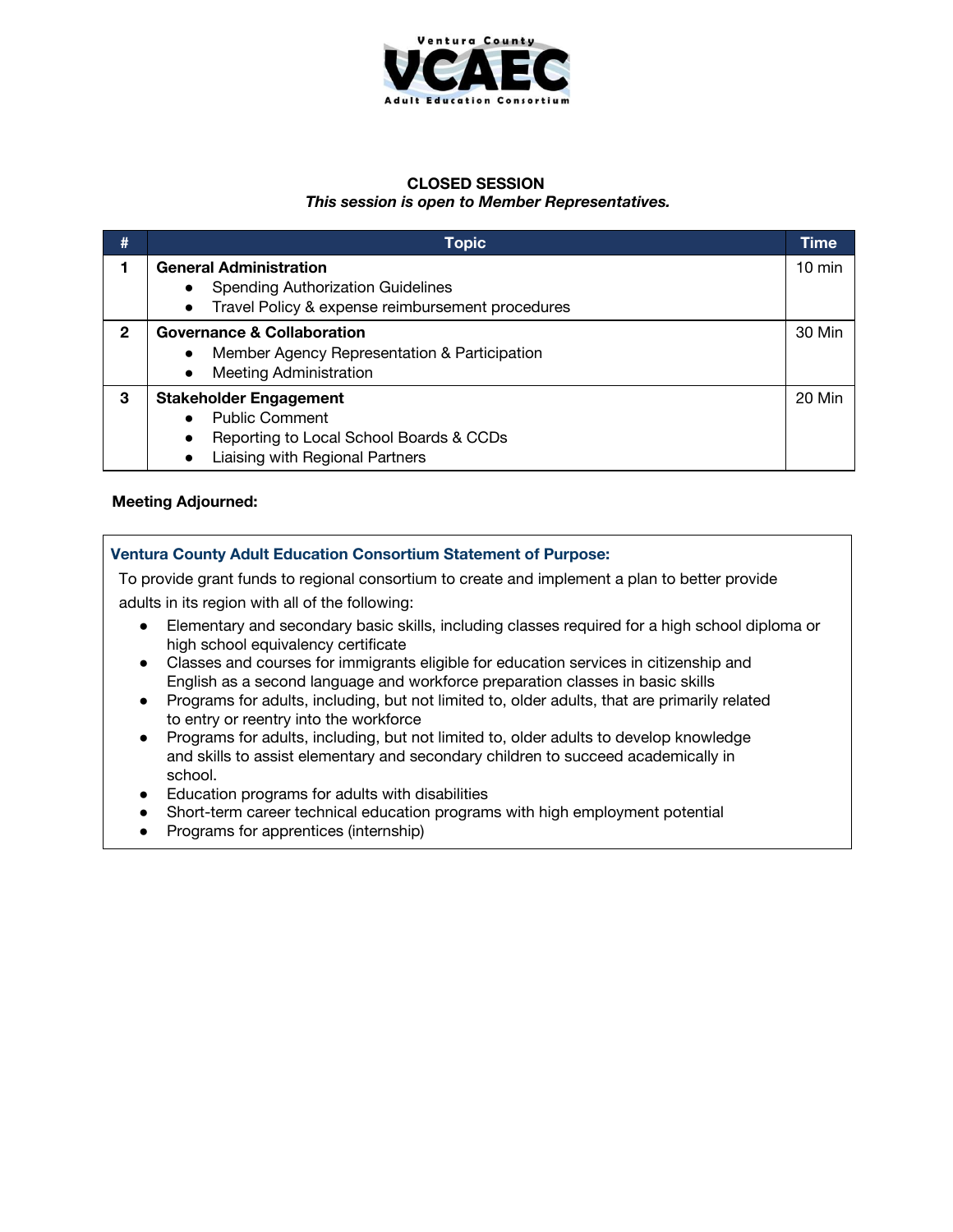Ventura County

VCAEC

Adult Education Consortium

**CLOSED SESSION**

***This session is open to Member Representatives.***

| # | Topic | Time |
|---|---|---|
| **1** | **General Administration**<br>● Spending Authorization Guidelines<br>● Travel Policy & expense reimbursement procedures | 10 min |
| **2** | **Governance & Collaboration**<br>● Member Agency Representation & Participation<br>● Meeting Administration | 30 Min |
| **3** | **Stakeholder Engagement**<br>● Public Comment<br>● Reporting to Local School Boards & CCDs<br>● Liaising with Regional Partners | 20 Min |

**Meeting Adjourned:**

**Ventura County Adult Education Consortium Statement of Purpose:**

To provide grant funds to regional consortium to create and implement a plan to better provide adults in its region with all of the following:

- Elementary and secondary basic skills, including classes required for a high school diploma or high school equivalency certificate
- Classes and courses for immigrants eligible for education services in citizenship and English as a second language and workforce preparation classes in basic skills
- Programs for adults, including, but not limited to, older adults, that are primarily related to entry or reentry into the workforce
- Programs for adults, including, but not limited to, older adults to develop knowledge and skills to assist elementary and secondary children to succeed academically in school.
- Education programs for adults with disabilities
- Short-term career technical education programs with high employment potential
- Programs for apprentices (internship)